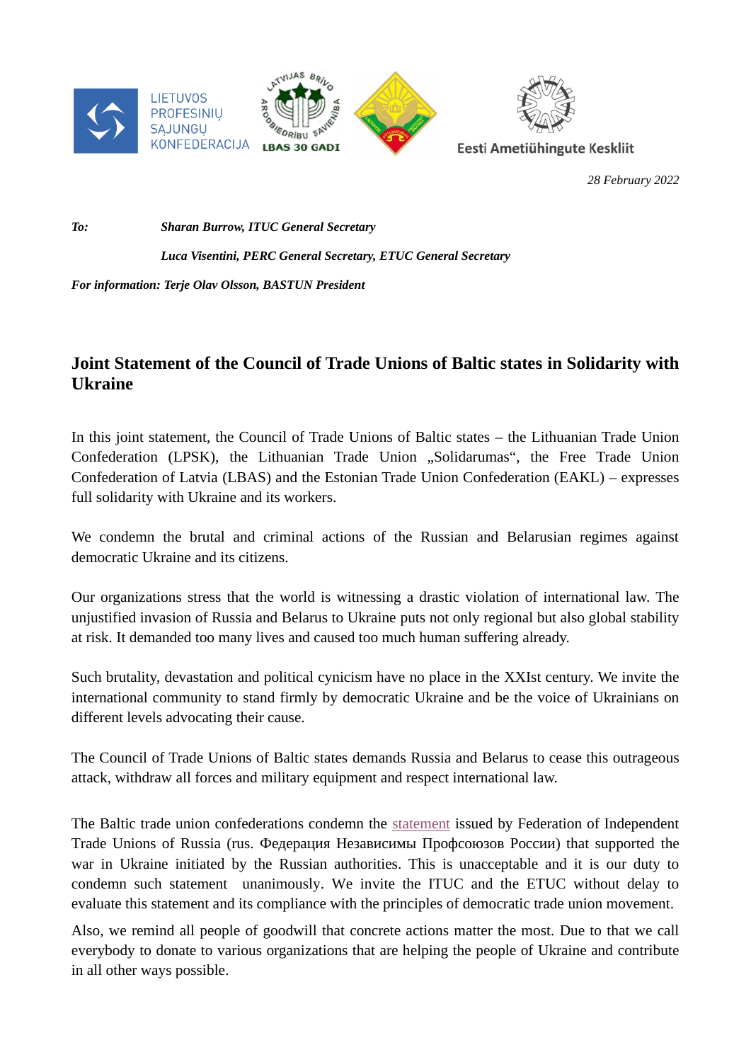LIETUVOS PROFESINIŲ SĄJUNGŲ KONFEDERACIJA

LATVIJAS BRĪVO ARODBIEDRĪBU SAVIENĪBA — LBAS 30 GADI

Eesti Ametiühingute Keskliit

*28 February 2022*

***To:*** ***Sharan Burrow, ITUC General Secretary***

***Luca Visentini, PERC General Secretary, ETUC General Secretary***

***For information: Terje Olav Olsson, BASTUN President***

# Joint Statement of the Council of Trade Unions of Baltic states in Solidarity with Ukraine

In this joint statement, the Council of Trade Unions of Baltic states – the Lithuanian Trade Union Confederation (LPSK), the Lithuanian Trade Union „Solidarumas“, the Free Trade Union Confederation of Latvia (LBAS) and the Estonian Trade Union Confederation (EAKL) – expresses full solidarity with Ukraine and its workers.

We condemn the brutal and criminal actions of the Russian and Belarusian regimes against democratic Ukraine and its citizens.

Our organizations stress that the world is witnessing a drastic violation of international law. The unjustified invasion of Russia and Belarus to Ukraine puts not only regional but also global stability at risk. It demanded too many lives and caused too much human suffering already.

Such brutality, devastation and political cynicism have no place in the XXIst century. We invite the international community to stand firmly by democratic Ukraine and be the voice of Ukrainians on different levels advocating their cause.

The Council of Trade Unions of Baltic states demands Russia and Belarus to cease this outrageous attack, withdraw all forces and military equipment and respect international law.

The Baltic trade union confederations condemn the statement issued by Federation of Independent Trade Unions of Russia (rus. Федерация Независимы Профсоюзов России) that supported the war in Ukraine initiated by the Russian authorities. This is unacceptable and it is our duty to condemn such statement unanimously. We invite the ITUC and the ETUC without delay to evaluate this statement and its compliance with the principles of democratic trade union movement.

Also, we remind all people of goodwill that concrete actions matter the most. Due to that we call everybody to donate to various organizations that are helping the people of Ukraine and contribute in all other ways possible.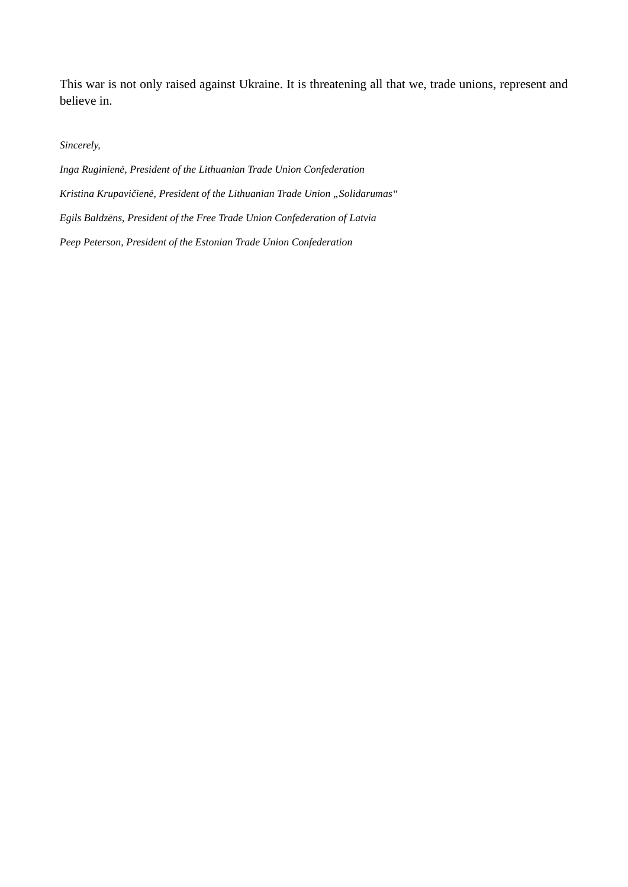This war is not only raised against Ukraine. It is threatening all that we, trade unions, represent and believe in.

*Sincerely,*

*Inga Ruginienė, President of the Lithuanian Trade Union Confederation*

*Kristina Krupavičienė, President of the Lithuanian Trade Union „Solidarumas"*

*Egils Baldzēns, President of the Free Trade Union Confederation of Latvia*

*Peep Peterson, President of the Estonian Trade Union Confederation*